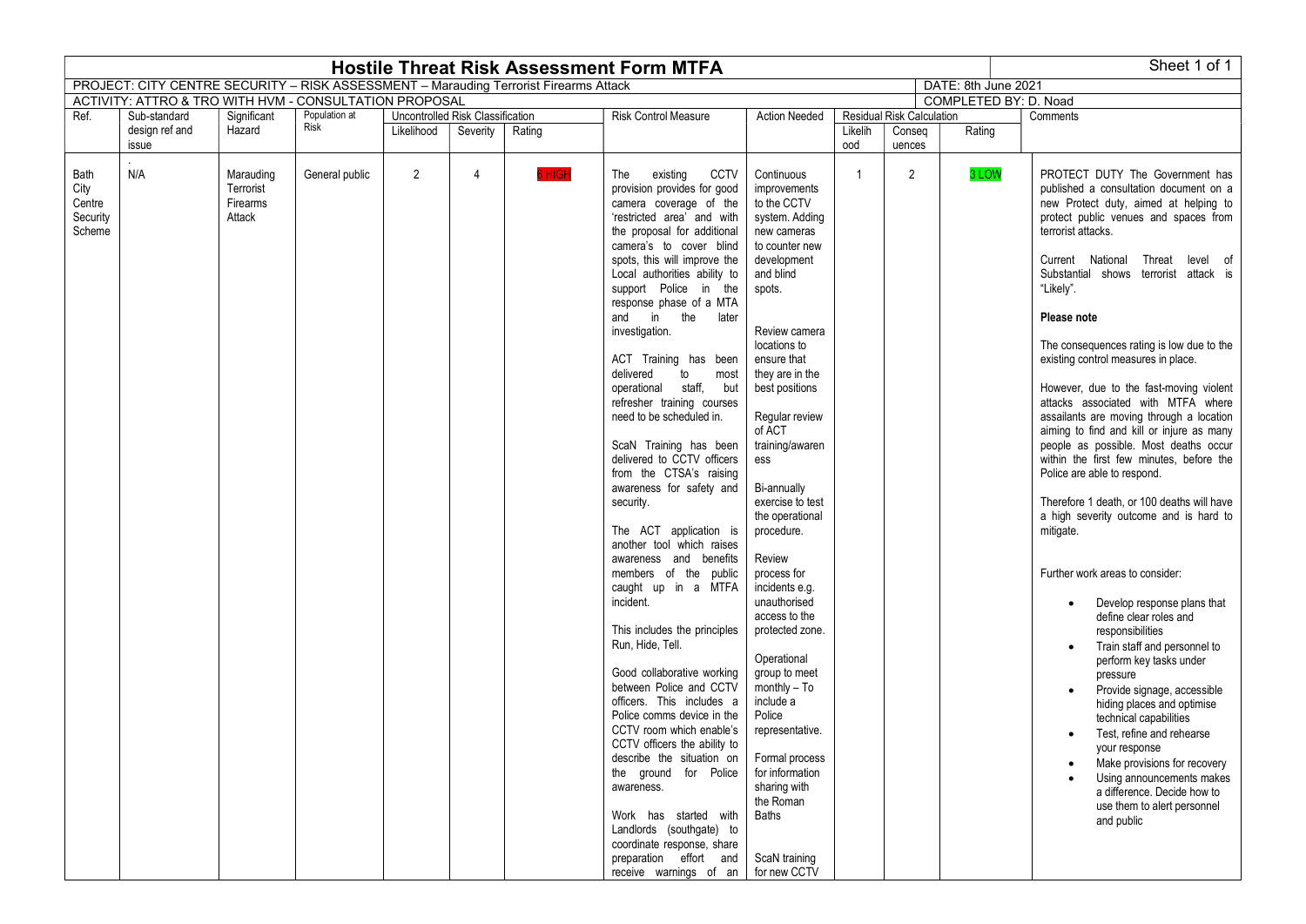# Hostile Threat Risk Assessment Form MTFA

Sheet 1 of 1

PROJECT: CITY CENTRE SECURITY – RISK ASSESSMENT – Marauding Terrorist Firearms Attack

DATE: 8th June 2021

ACTIVITY: ATTRO & TRO WITH HVM - CONSULTATION PROPOSAL

COMPLETED BY: D. Noad

| Ref. | Sub-standard design ref and issue | Significant Hazard | Population at Risk | Uncontrolled Risk Classification | | | Risk Control Measure | Action Needed | Residual Risk Calculation | | | Comments |
|---|---|---|---|---|---|---|---|---|---|---|---|---|
| | | | | Likelihood | Severity | Rating | | | Likelihood | Consequences | Rating | |
| Bath City Centre Security Scheme | N/A | Marauding Terrorist Firearms Attack | General public | 2 | 4 | 6 HIGH | The existing CCTV provision provides for good camera coverage of the 'restricted area' and with the proposal for additional camera's to cover blind spots, this will improve the Local authorities ability to support Police in the response phase of a MTA and in the later investigation.<br><br>ACT Training has been delivered to most operational staff, but refresher training courses need to be scheduled in.<br><br>ScaN Training has been delivered to CCTV officers from the CTSA's raising awareness for safety and security.<br><br>The ACT application is another tool which raises awareness and benefits members of the public caught up in a MTFA incident.<br><br>This includes the principles Run, Hide, Tell.<br><br>Good collaborative working between Police and CCTV officers. This includes a Police comms device in the CCTV room which enable's CCTV officers the ability to describe the situation on the ground for Police awareness.<br><br>Work has started with Landlords (southgate) to coordinate response, share preparation effort and receive warnings of an | Continuous improvements to the CCTV system. Adding new cameras to counter new development and blind spots.<br><br>Review camera locations to ensure that they are in the best positions<br><br>Regular review of ACT training/awareness<br><br>Bi-annually exercise to test the operational procedure.<br><br>Review process for incidents e.g. unauthorised access to the protected zone.<br><br>Operational group to meet monthly – To include a Police representative.<br><br>Formal process for information sharing with the Roman Baths<br><br>ScaN training for new CCTV | 1 | 2 | 3 LOW | PROTECT DUTY The Government has published a consultation document on a new Protect duty, aimed at helping to protect public venues and spaces from terrorist attacks.<br><br>Current National Threat level of Substantial shows terrorist attack is "Likely".<br><br>**Please note**<br><br>The consequences rating is low due to the existing control measures in place.<br><br>However, due to the fast-moving violent attacks associated with MTFA where assailants are moving through a location aiming to find and kill or injure as many people as possible. Most deaths occur within the first few minutes, before the Police are able to respond.<br><br>Therefore 1 death, or 100 deaths will have a high severity outcome and is hard to mitigate.<br><br>Further work areas to consider:<br>• Develop response plans that define clear roles and responsibilities<br>• Train staff and personnel to perform key tasks under pressure<br>• Provide signage, accessible hiding places and optimise technical capabilities<br>• Test, refine and rehearse your response<br>• Make provisions for recovery<br>• Using announcements makes a difference. Decide how to use them to alert personnel and public |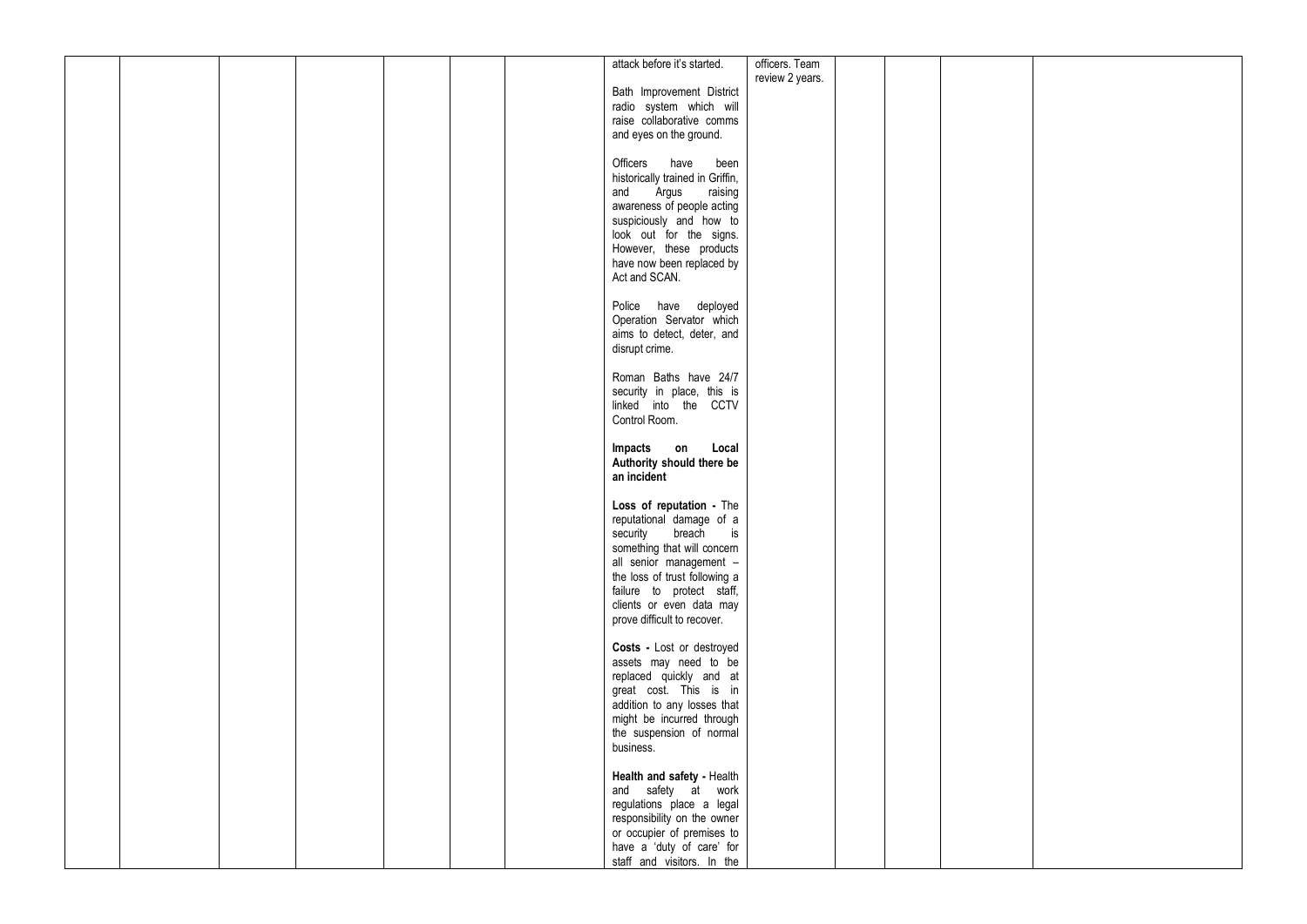| | | | | | | | | | | | | |
|---|---|---|---|---|---|---|---|---|---|---|---|---|
| | | | | | | | attack before it's started.<br><br>Bath Improvement District radio system which will raise collaborative comms and eyes on the ground.<br><br>Officers have been historically trained in Griffin, and Argus raising awareness of people acting suspiciously and how to look out for the signs. However, these products have now been replaced by Act and SCAN.<br><br>Police have deployed Operation Servator which aims to detect, deter, and disrupt crime.<br><br>Roman Baths have 24/7 security in place, this is linked into the CCTV Control Room.<br><br>**Impacts on Local Authority should there be an incident**<br><br>**Loss of reputation -** The reputational damage of a security breach is something that will concern all senior management – the loss of trust following a failure to protect staff, clients or even data may prove difficult to recover.<br><br>**Costs -** Lost or destroyed assets may need to be replaced quickly and at great cost. This is in addition to any losses that might be incurred through the suspension of normal business.<br><br>**Health and safety -** Health and safety at work regulations place a legal responsibility on the owner or occupier of premises to have a 'duty of care' for staff and visitors. In the | officers. Team review 2 years. | | | | |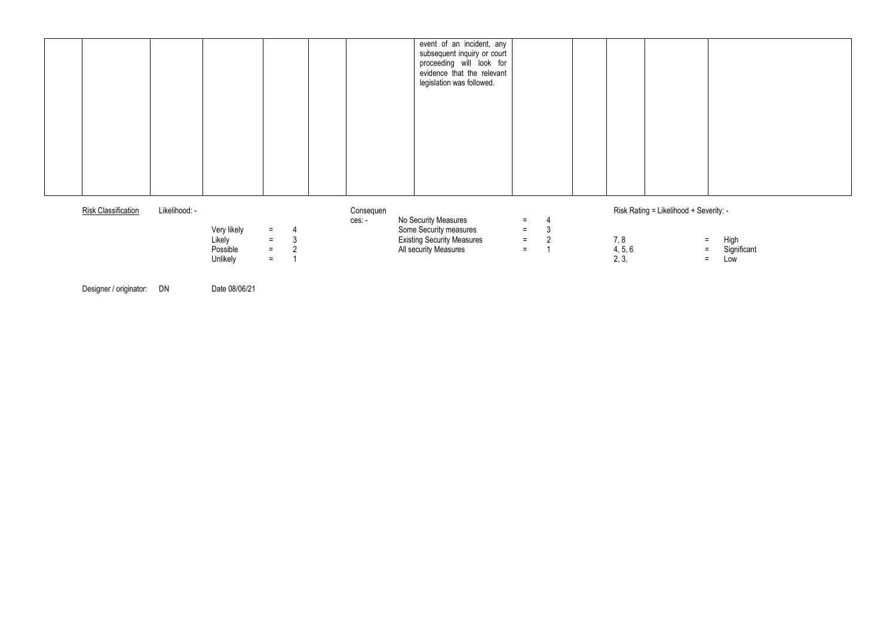| | | | | | | | | | | | |
|---|---|---|---|---|---|---|---|---|---|---|---|
| | | | | | | event of an incident, any subsequent inquiry or court proceeding will look for evidence that the relevant legislation was followed. | | | | | |

Risk Classification

Likelihood: -

Very likely = 4
Likely = 3
Possible = 2
Unlikely = 1

Consequences: -

No Security Measures = 4
Some Security measures = 3
Existing Security Measures = 2
All security Measures = 1

Risk Rating = Likelihood + Severity: -

7, 8 = High
4, 5, 6 = Significant
2, 3, = Low

Designer / originator: DN Date 08/06/21